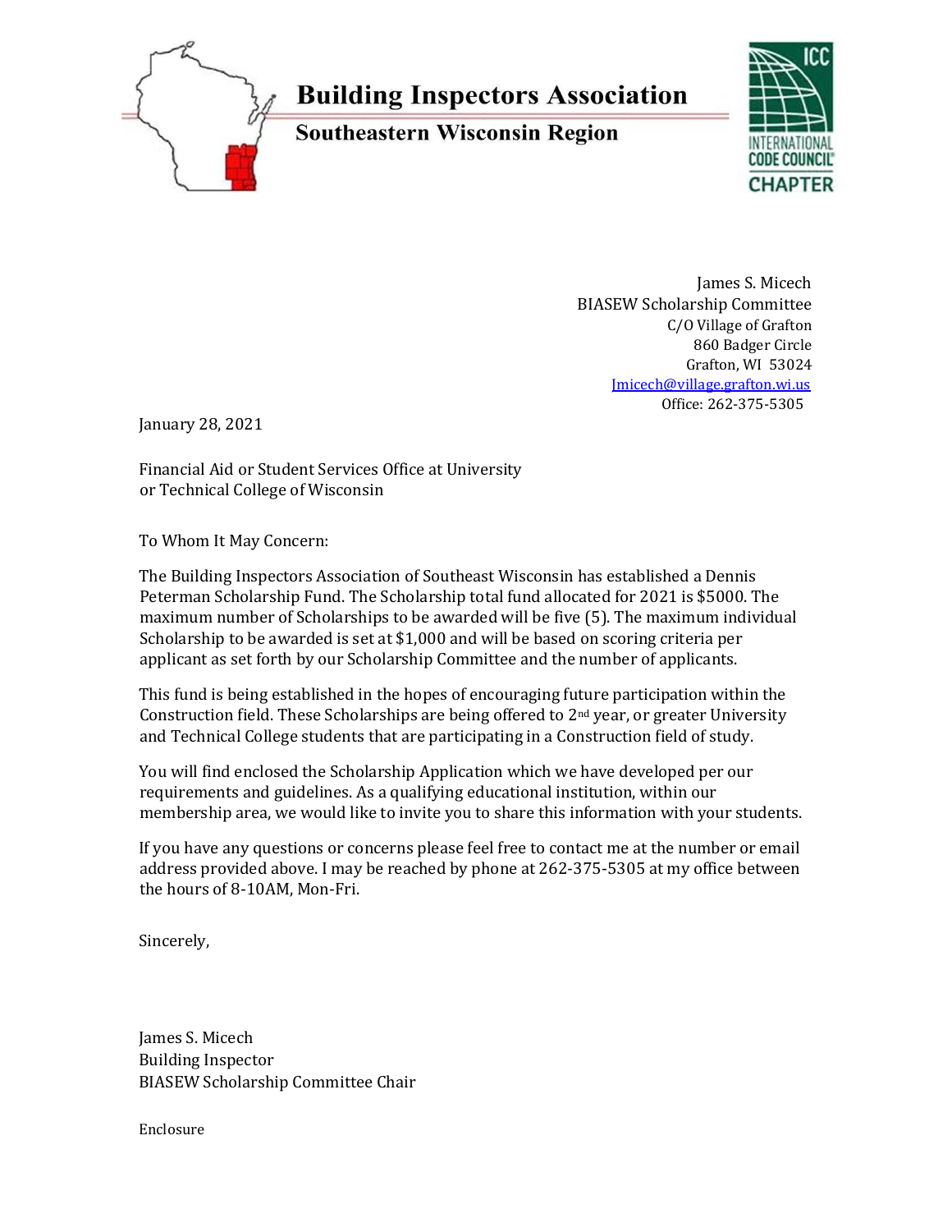# Building Inspectors Association

## Southeastern Wisconsin Region

ICC INTERNATIONAL CODE COUNCIL CHAPTER

James S. Micech
BIASEW Scholarship Committee
C/O Village of Grafton
860 Badger Circle
Grafton, WI 53024
Jmicech@village.grafton.wi.us
Office: 262-375-5305

January 28, 2021

Financial Aid or Student Services Office at University
or Technical College of Wisconsin

To Whom It May Concern:

The Building Inspectors Association of Southeast Wisconsin has established a Dennis Peterman Scholarship Fund. The Scholarship total fund allocated for 2021 is $5000. The maximum number of Scholarships to be awarded will be five (5). The maximum individual Scholarship to be awarded is set at $1,000 and will be based on scoring criteria per applicant as set forth by our Scholarship Committee and the number of applicants.

This fund is being established in the hopes of encouraging future participation within the Construction field. These Scholarships are being offered to 2nd year, or greater University and Technical College students that are participating in a Construction field of study.

You will find enclosed the Scholarship Application which we have developed per our requirements and guidelines. As a qualifying educational institution, within our membership area, we would like to invite you to share this information with your students.

If you have any questions or concerns please feel free to contact me at the number or email address provided above. I may be reached by phone at 262-375-5305 at my office between the hours of 8-10AM, Mon-Fri.

Sincerely,

James S. Micech
Building Inspector
BIASEW Scholarship Committee Chair

Enclosure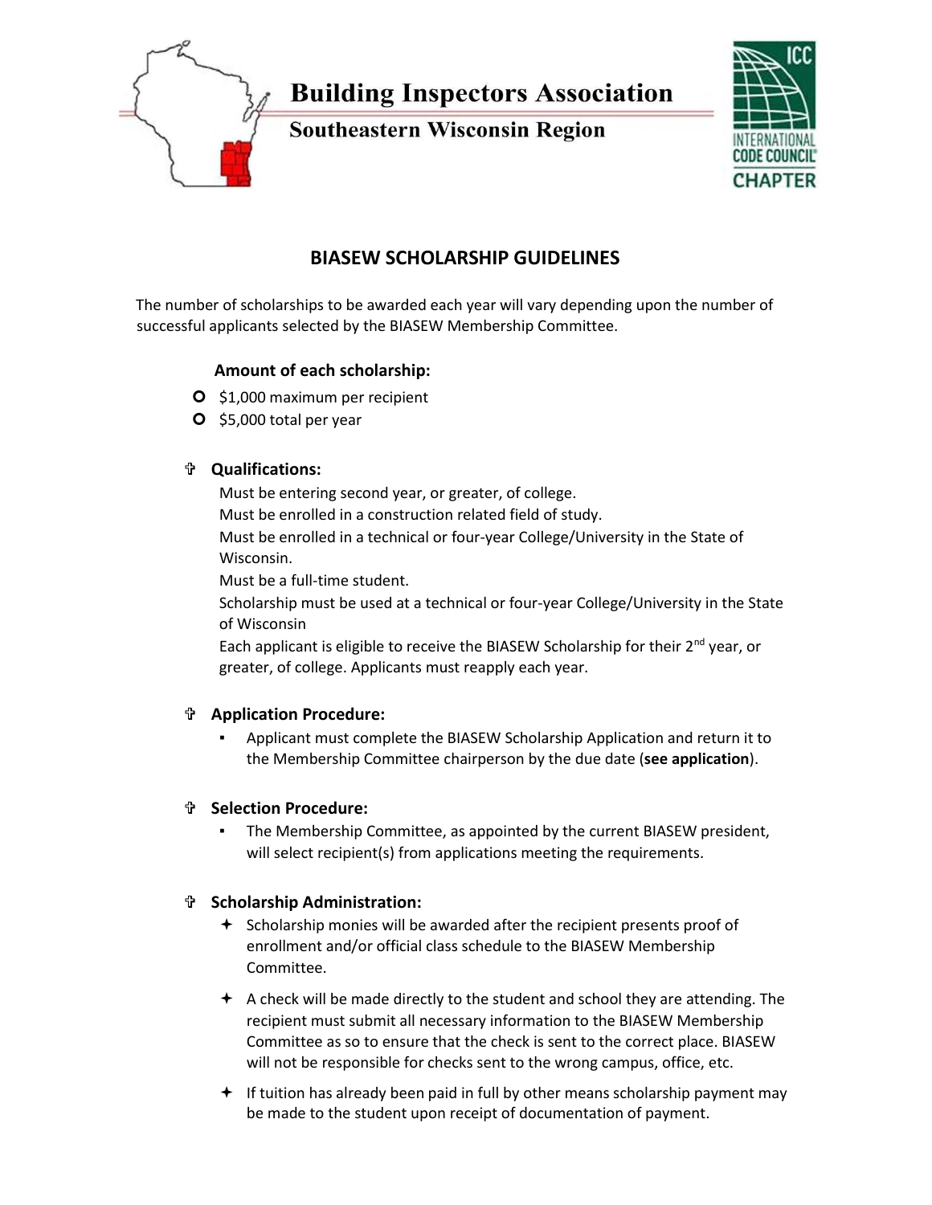# Building Inspectors Association

## Southeastern Wisconsin Region

INTERNATIONAL CODE COUNCIL CHAPTER

## BIASEW SCHOLARSHIP GUIDELINES

The number of scholarships to be awarded each year will vary depending upon the number of successful applicants selected by the BIASEW Membership Committee.

**Amount of each scholarship:**

- $1,000 maximum per recipient
- $5,000 total per year

### Qualifications:

Must be entering second year, or greater, of college.
Must be enrolled in a construction related field of study.
Must be enrolled in a technical or four-year College/University in the State of Wisconsin.
Must be a full-time student.
Scholarship must be used at a technical or four-year College/University in the State of Wisconsin
Each applicant is eligible to receive the BIASEW Scholarship for their 2nd year, or greater, of college. Applicants must reapply each year.

### Application Procedure:

- Applicant must complete the BIASEW Scholarship Application and return it to the Membership Committee chairperson by the due date (**see application**).

### Selection Procedure:

- The Membership Committee, as appointed by the current BIASEW president, will select recipient(s) from applications meeting the requirements.

### Scholarship Administration:

- Scholarship monies will be awarded after the recipient presents proof of enrollment and/or official class schedule to the BIASEW Membership Committee.
- A check will be made directly to the student and school they are attending. The recipient must submit all necessary information to the BIASEW Membership Committee as so to ensure that the check is sent to the correct place. BIASEW will not be responsible for checks sent to the wrong campus, office, etc.
- If tuition has already been paid in full by other means scholarship payment may be made to the student upon receipt of documentation of payment.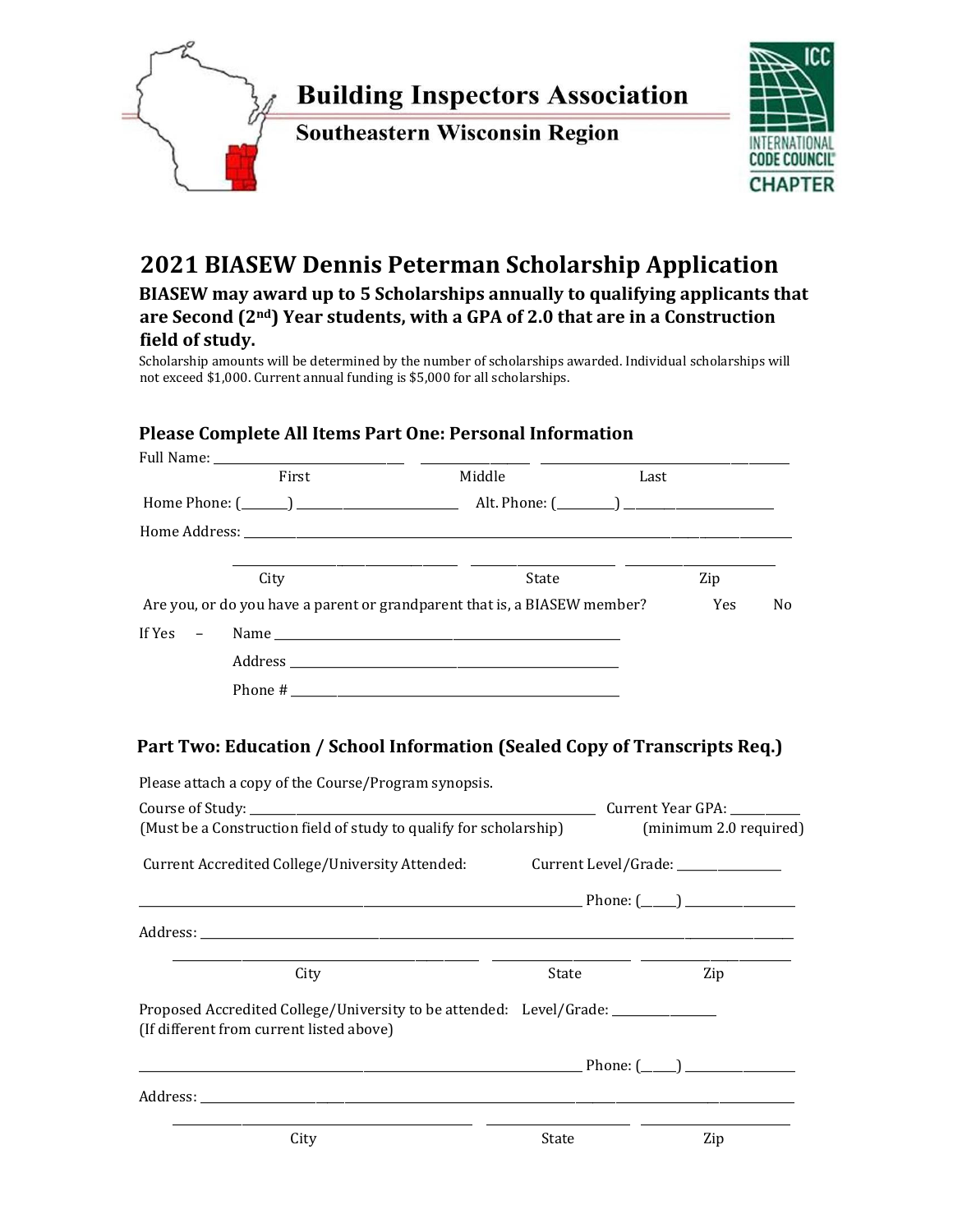**Building Inspectors Association**

**Southeastern Wisconsin Region**

INTERNATIONAL CODE COUNCIL CHAPTER

# 2021 BIASEW Dennis Peterman Scholarship Application

**BIASEW may award up to 5 Scholarships annually to qualifying applicants that are Second (2nd) Year students, with a GPA of 2.0 that are in a Construction field of study.**

Scholarship amounts will be determined by the number of scholarships awarded. Individual scholarships will not exceed $1,000. Current annual funding is $5,000 for all scholarships.

### Please Complete All Items Part One: Personal Information

Full Name: ______________________ ______________ ______________________________
First Middle Last

Home Phone: (_______) ____________________ Alt. Phone: (_________) ____________________

Home Address: ______________________________________________________________

______________________________ ____________________ ____________________
City State Zip

Are you, or do you have a parent or grandparent that is, a BIASEW member? Yes No

If Yes – Name ______________________________________________

Address ______________________________________________

Phone # ______________________________________________

### Part Two: Education / School Information (Sealed Copy of Transcripts Req.)

Please attach a copy of the Course/Program synopsis.

Course of Study: ____________________________________________ Current Year GPA: __________
(Must be a Construction field of study to qualify for scholarship) (minimum 2.0 required)

Current Accredited College/University Attended: Current Level/Grade: ______________

____________________________________________________________ Phone: (_____) ______________

Address: ______________________________________________________________

______________________________ ____________________ ____________________
City State Zip

Proposed Accredited College/University to be attended: Level/Grade: ______________
(If different from current listed above)

____________________________________________________________ Phone: (_____) ______________

Address: ______________________________________________________________

______________________________ ____________________ ____________________
City State Zip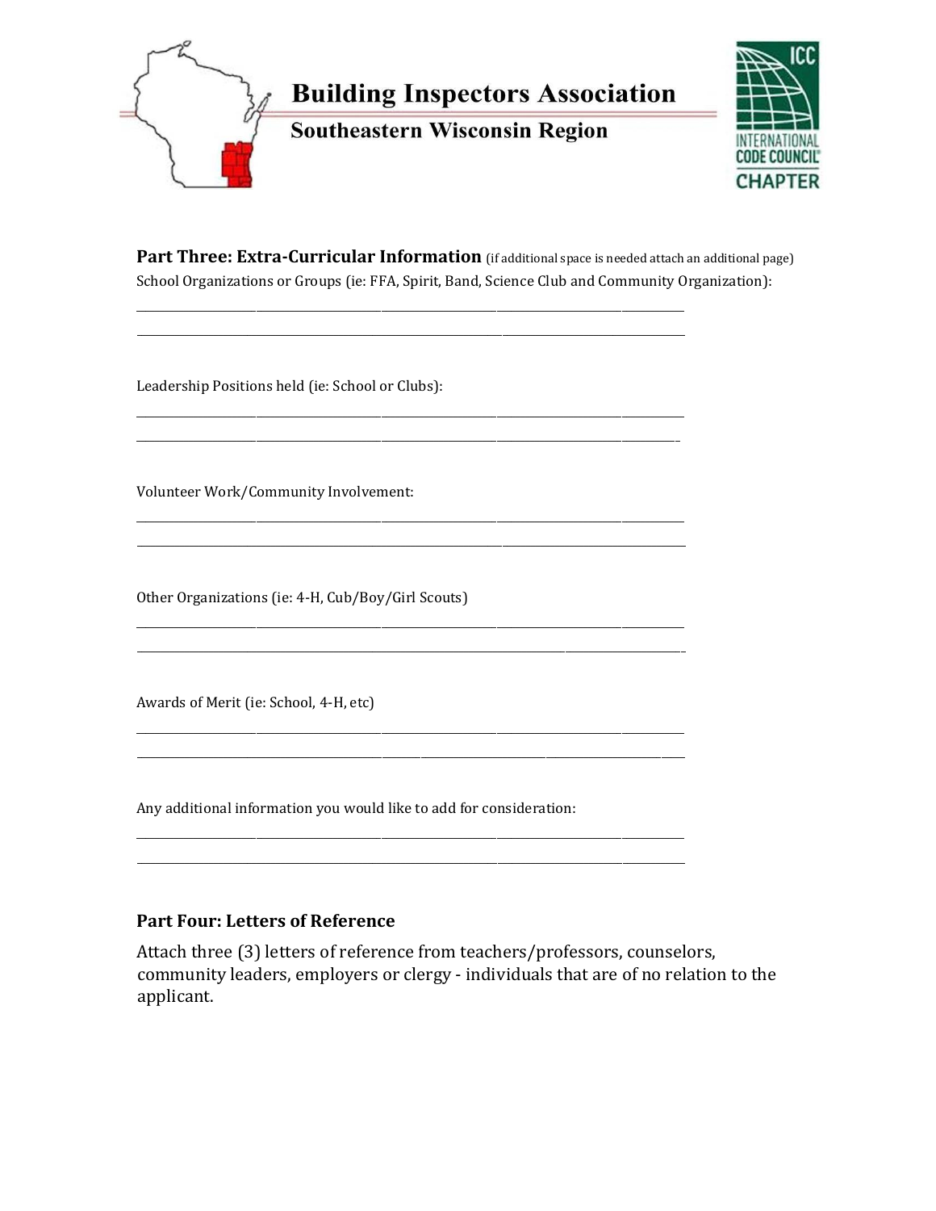**Building Inspectors Association**

**Southeastern Wisconsin Region**

INTERNATIONAL CODE COUNCIL CHAPTER

## Part Three: Extra-Curricular Information

(if additional space is needed attach an additional page)

School Organizations or Groups (ie: FFA, Spirit, Band, Science Club and Community Organization):

\_\_\_\_\_\_\_\_\_\_\_\_\_\_\_\_\_\_\_\_\_\_\_\_\_\_\_\_\_\_\_\_\_\_\_\_\_\_\_\_\_\_\_\_\_\_\_\_\_\_\_\_\_\_\_\_\_\_\_\_\_\_\_\_\_\_\_\_\_\_

\_\_\_\_\_\_\_\_\_\_\_\_\_\_\_\_\_\_\_\_\_\_\_\_\_\_\_\_\_\_\_\_\_\_\_\_\_\_\_\_\_\_\_\_\_\_\_\_\_\_\_\_\_\_\_\_\_\_\_\_\_\_\_\_\_\_\_\_\_\_

Leadership Positions held (ie: School or Clubs):

\_\_\_\_\_\_\_\_\_\_\_\_\_\_\_\_\_\_\_\_\_\_\_\_\_\_\_\_\_\_\_\_\_\_\_\_\_\_\_\_\_\_\_\_\_\_\_\_\_\_\_\_\_\_\_\_\_\_\_\_\_\_\_\_\_\_\_\_\_\_

\_\_\_\_\_\_\_\_\_\_\_\_\_\_\_\_\_\_\_\_\_\_\_\_\_\_\_\_\_\_\_\_\_\_\_\_\_\_\_\_\_\_\_\_\_\_\_\_\_\_\_\_\_\_\_\_\_\_\_\_\_\_\_\_\_\_\_\_\_\_

Volunteer Work/Community Involvement:

\_\_\_\_\_\_\_\_\_\_\_\_\_\_\_\_\_\_\_\_\_\_\_\_\_\_\_\_\_\_\_\_\_\_\_\_\_\_\_\_\_\_\_\_\_\_\_\_\_\_\_\_\_\_\_\_\_\_\_\_\_\_\_\_\_\_\_\_\_\_

\_\_\_\_\_\_\_\_\_\_\_\_\_\_\_\_\_\_\_\_\_\_\_\_\_\_\_\_\_\_\_\_\_\_\_\_\_\_\_\_\_\_\_\_\_\_\_\_\_\_\_\_\_\_\_\_\_\_\_\_\_\_\_\_\_\_\_\_\_\_

Other Organizations (ie: 4-H, Cub/Boy/Girl Scouts)

\_\_\_\_\_\_\_\_\_\_\_\_\_\_\_\_\_\_\_\_\_\_\_\_\_\_\_\_\_\_\_\_\_\_\_\_\_\_\_\_\_\_\_\_\_\_\_\_\_\_\_\_\_\_\_\_\_\_\_\_\_\_\_\_\_\_\_\_\_\_

\_\_\_\_\_\_\_\_\_\_\_\_\_\_\_\_\_\_\_\_\_\_\_\_\_\_\_\_\_\_\_\_\_\_\_\_\_\_\_\_\_\_\_\_\_\_\_\_\_\_\_\_\_\_\_\_\_\_\_\_\_\_\_\_\_\_\_\_\_\_

Awards of Merit (ie: School, 4-H, etc)

\_\_\_\_\_\_\_\_\_\_\_\_\_\_\_\_\_\_\_\_\_\_\_\_\_\_\_\_\_\_\_\_\_\_\_\_\_\_\_\_\_\_\_\_\_\_\_\_\_\_\_\_\_\_\_\_\_\_\_\_\_\_\_\_\_\_\_\_\_\_

\_\_\_\_\_\_\_\_\_\_\_\_\_\_\_\_\_\_\_\_\_\_\_\_\_\_\_\_\_\_\_\_\_\_\_\_\_\_\_\_\_\_\_\_\_\_\_\_\_\_\_\_\_\_\_\_\_\_\_\_\_\_\_\_\_\_\_\_\_\_

Any additional information you would like to add for consideration:

\_\_\_\_\_\_\_\_\_\_\_\_\_\_\_\_\_\_\_\_\_\_\_\_\_\_\_\_\_\_\_\_\_\_\_\_\_\_\_\_\_\_\_\_\_\_\_\_\_\_\_\_\_\_\_\_\_\_\_\_\_\_\_\_\_\_\_\_\_\_

\_\_\_\_\_\_\_\_\_\_\_\_\_\_\_\_\_\_\_\_\_\_\_\_\_\_\_\_\_\_\_\_\_\_\_\_\_\_\_\_\_\_\_\_\_\_\_\_\_\_\_\_\_\_\_\_\_\_\_\_\_\_\_\_\_\_\_\_\_\_

## Part Four: Letters of Reference

Attach three (3) letters of reference from teachers/professors, counselors, community leaders, employers or clergy - individuals that are of no relation to the applicant.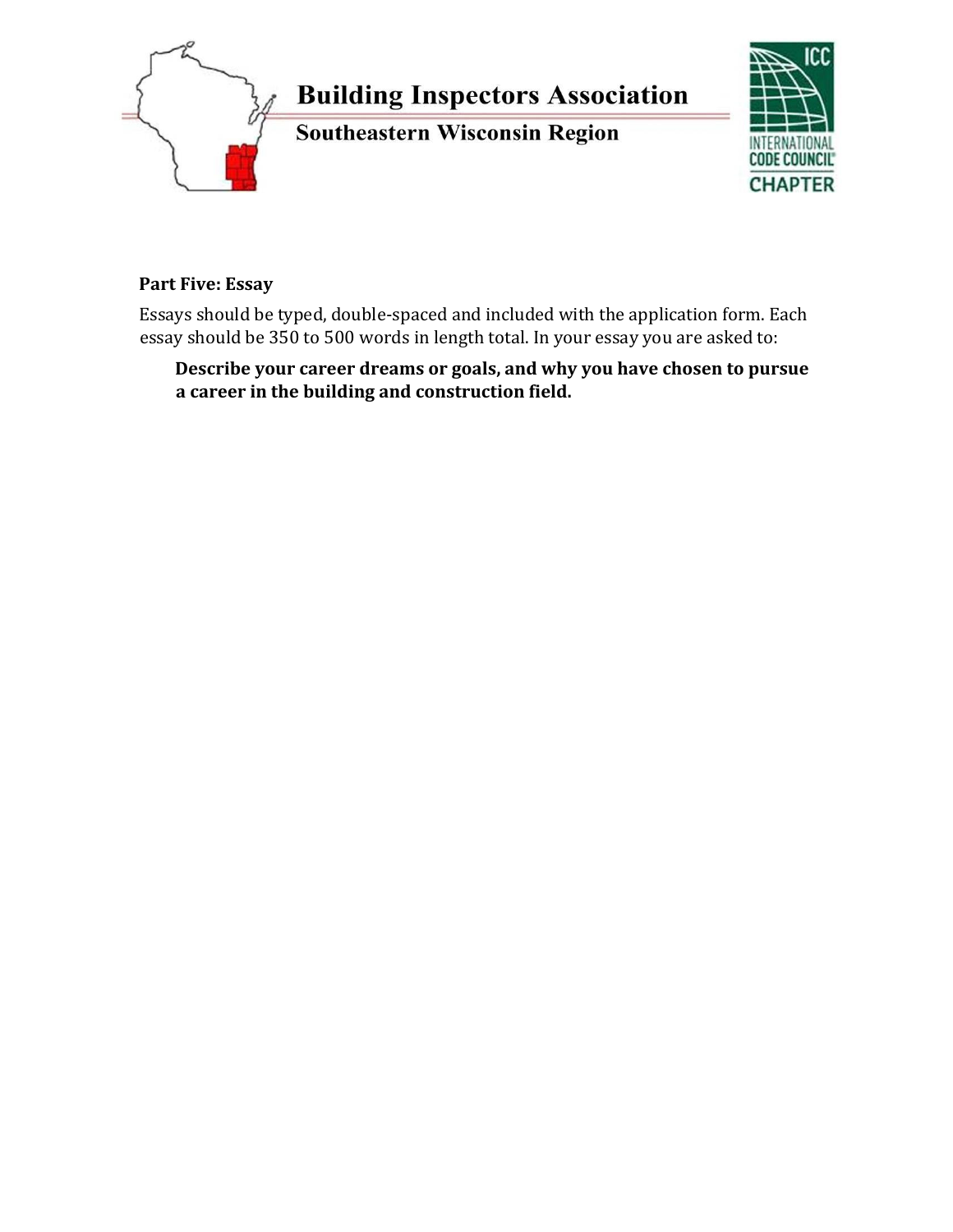# Building Inspectors Association

## Southeastern Wisconsin Region

INTERNATIONAL CODE COUNCIL CHAPTER

**Part Five: Essay**

Essays should be typed, double-spaced and included with the application form. Each essay should be 350 to 500 words in length total. In your essay you are asked to:

> **Describe your career dreams or goals, and why you have chosen to pursue a career in the building and construction field.**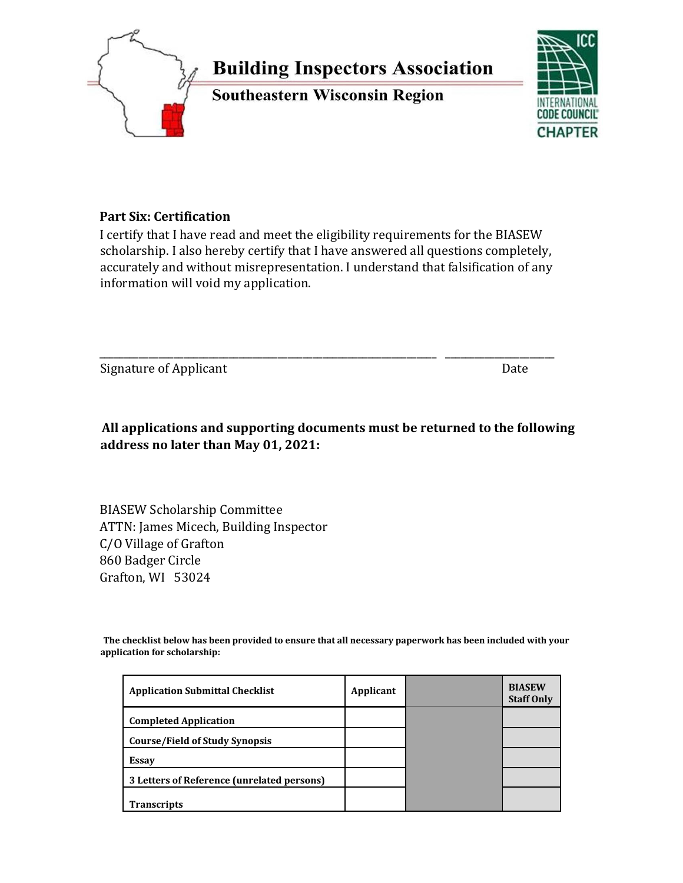# Building Inspectors Association

## Southeastern Wisconsin Region

INTERNATIONAL CODE COUNCIL CHAPTER

**Part Six: Certification**

I certify that I have read and meet the eligibility requirements for the BIASEW scholarship. I also hereby certify that I have answered all questions completely, accurately and without misrepresentation. I understand that falsification of any information will void my application.

\_\_\_\_\_\_\_\_\_\_\_\_\_\_\_\_\_\_\_\_\_\_\_\_\_\_\_\_\_\_\_\_\_\_\_\_\_\_\_\_\_\_\_\_\_\_ \_\_\_\_\_\_\_\_\_\_\_\_\_\_\_\_\_\_

Signature of Applicant Date

**All applications and supporting documents must be returned to the following address no later than May 01, 2021:**

BIASEW Scholarship Committee
ATTN: James Micech, Building Inspector
C/O Village of Grafton
860 Badger Circle
Grafton, WI 53024

**The checklist below has been provided to ensure that all necessary paperwork has been included with your application for scholarship:**

| Application Submittal Checklist | Applicant | | BIASEW Staff Only |
|---|---|---|---|
| Completed Application | | | |
| Course/Field of Study Synopsis | | | |
| Essay | | | |
| 3 Letters of Reference (unrelated persons) | | | |
| Transcripts | | | |